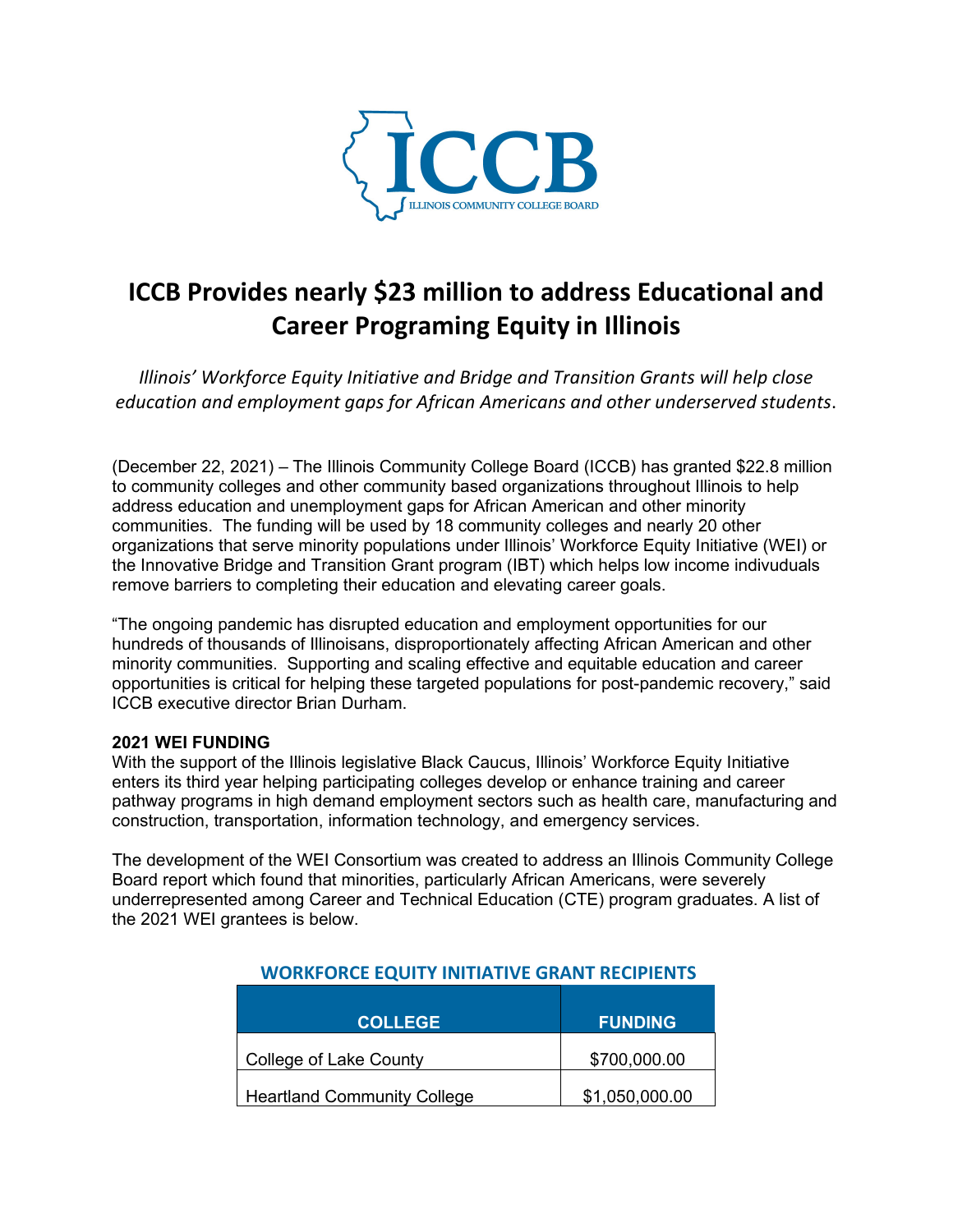# ICCB Provides nearly $23 million to address Educational and Career Programing Equity in Illinois

*Illinois' Workforce Equity Initiative and Bridge and Transition Grants will help close education and employment gaps for African Americans and other underserved students.*

(December 22, 2021) – The Illinois Community College Board (ICCB) has granted $22.8 million to community colleges and other community based organizations throughout Illinois to help address education and unemployment gaps for African American and other minority communities. The funding will be used by 18 community colleges and nearly 20 other organizations that serve minority populations under Illinois' Workforce Equity Initiative (WEI) or the Innovative Bridge and Transition Grant program (IBT) which helps low income indivduuals remove barriers to completing their education and elevating career goals.

"The ongoing pandemic has disrupted education and employment opportunities for our hundreds of thousands of Illinoisans, disproportionately affecting African American and other minority communities. Supporting and scaling effective and equitable education and career opportunities is critical for helping these targeted populations for post-pandemic recovery," said ICCB executive director Brian Durham.

**2021 WEI FUNDING**

With the support of the Illinois legislative Black Caucus, Illinois' Workforce Equity Initiative enters its third year helping participating colleges develop or enhance training and career pathway programs in high demand employment sectors such as health care, manufacturing and construction, transportation, information technology, and emergency services.

The development of the WEI Consortium was created to address an Illinois Community College Board report which found that minorities, particularly African Americans, were severely underrepresented among Career and Technical Education (CTE) program graduates. A list of the 2021 WEI grantees is below.

## WORKFORCE EQUITY INITIATIVE GRANT RECIPIENTS

| COLLEGE | FUNDING |
|---|---|
| College of Lake County | $700,000.00 |
| Heartland Community College | $1,050,000.00 |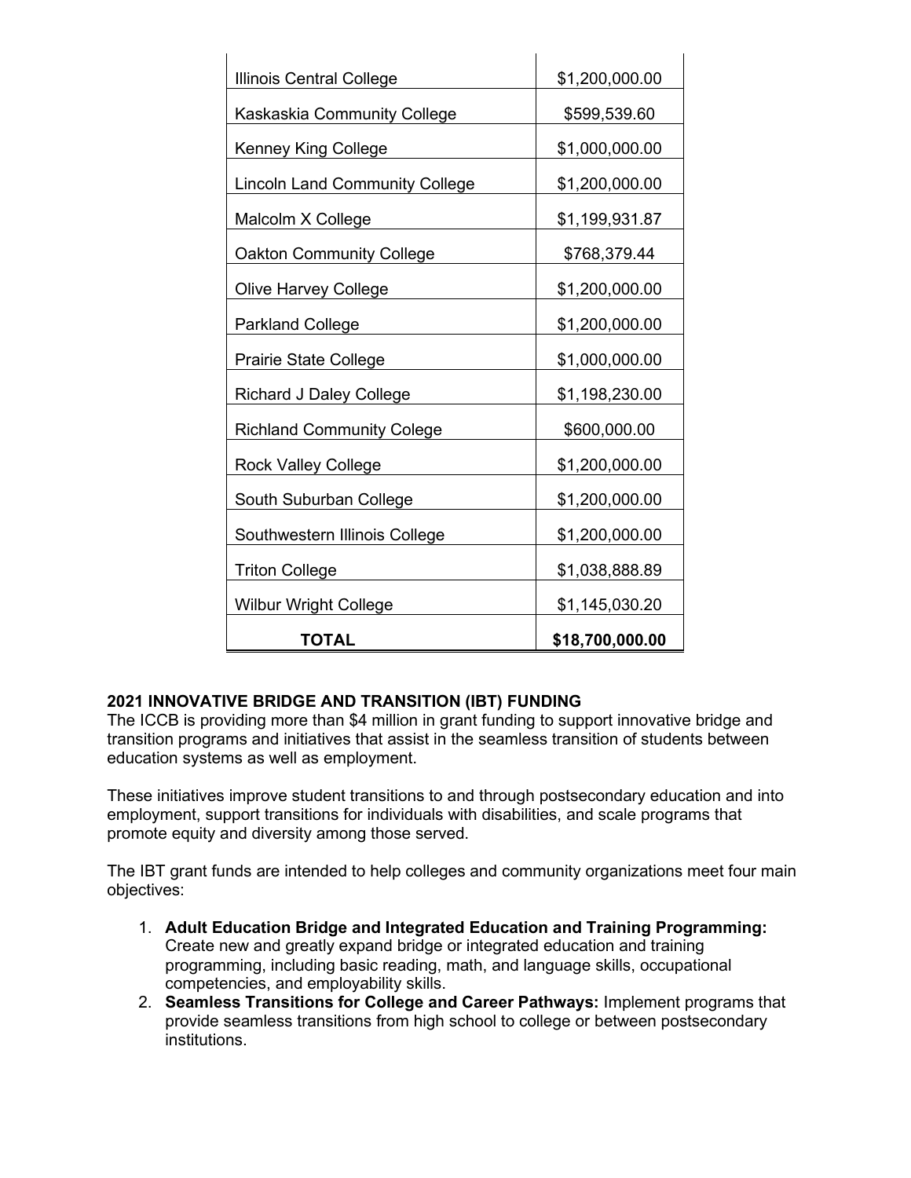| | |
|---|---|
| Illinois Central College | $1,200,000.00 |
| Kaskaskia Community College | $599,539.60 |
| Kenney King College | $1,000,000.00 |
| Lincoln Land Community College | $1,200,000.00 |
| Malcolm X College | $1,199,931.87 |
| Oakton Community College | $768,379.44 |
| Olive Harvey College | $1,200,000.00 |
| Parkland College | $1,200,000.00 |
| Prairie State College | $1,000,000.00 |
| Richard J Daley College | $1,198,230.00 |
| Richland Community Colege | $600,000.00 |
| Rock Valley College | $1,200,000.00 |
| South Suburban College | $1,200,000.00 |
| Southwestern Illinois College | $1,200,000.00 |
| Triton College | $1,038,888.89 |
| Wilbur Wright College | $1,145,030.20 |
| **TOTAL** | **$18,700,000.00** |

**2021 INNOVATIVE BRIDGE AND TRANSITION (IBT) FUNDING**

The ICCB is providing more than $4 million in grant funding to support innovative bridge and transition programs and initiatives that assist in the seamless transition of students between education systems as well as employment.

These initiatives improve student transitions to and through postsecondary education and into employment, support transitions for individuals with disabilities, and scale programs that promote equity and diversity among those served.

The IBT grant funds are intended to help colleges and community organizations meet four main objectives:

1. **Adult Education Bridge and Integrated Education and Training Programming:** Create new and greatly expand bridge or integrated education and training programming, including basic reading, math, and language skills, occupational competencies, and employability skills.
2. **Seamless Transitions for College and Career Pathways:** Implement programs that provide seamless transitions from high school to college or between postsecondary institutions.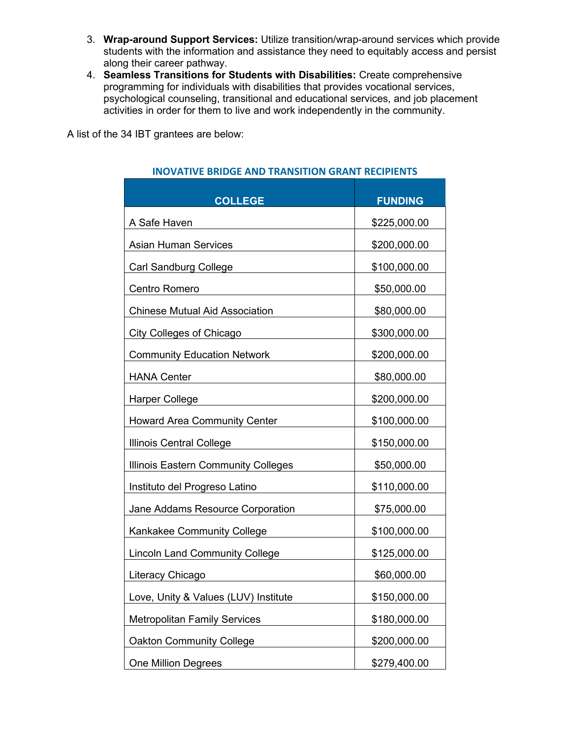3. **Wrap-around Support Services:** Utilize transition/wrap-around services which provide students with the information and assistance they need to equitably access and persist along their career pathway.
4. **Seamless Transitions for Students with Disabilities:** Create comprehensive programming for individuals with disabilities that provides vocational services, psychological counseling, transitional and educational services, and job placement activities in order for them to live and work independently in the community.

A list of the 34 IBT grantees are below:

**INOVATIVE BRIDGE AND TRANSITION GRANT RECIPIENTS**

| COLLEGE | FUNDING |
|---|---|
| A Safe Haven | $225,000.00 |
| Asian Human Services | $200,000.00 |
| Carl Sandburg College | $100,000.00 |
| Centro Romero | $50,000.00 |
| Chinese Mutual Aid Association | $80,000.00 |
| City Colleges of Chicago | $300,000.00 |
| Community Education Network | $200,000.00 |
| HANA Center | $80,000.00 |
| Harper College | $200,000.00 |
| Howard Area Community Center | $100,000.00 |
| Illinois Central College | $150,000.00 |
| Illinois Eastern Community Colleges | $50,000.00 |
| Instituto del Progreso Latino | $110,000.00 |
| Jane Addams Resource Corporation | $75,000.00 |
| Kankakee Community College | $100,000.00 |
| Lincoln Land Community College | $125,000.00 |
| Literacy Chicago | $60,000.00 |
| Love, Unity & Values (LUV) Institute | $150,000.00 |
| Metropolitan Family Services | $180,000.00 |
| Oakton Community College | $200,000.00 |
| One Million Degrees | $279,400.00 |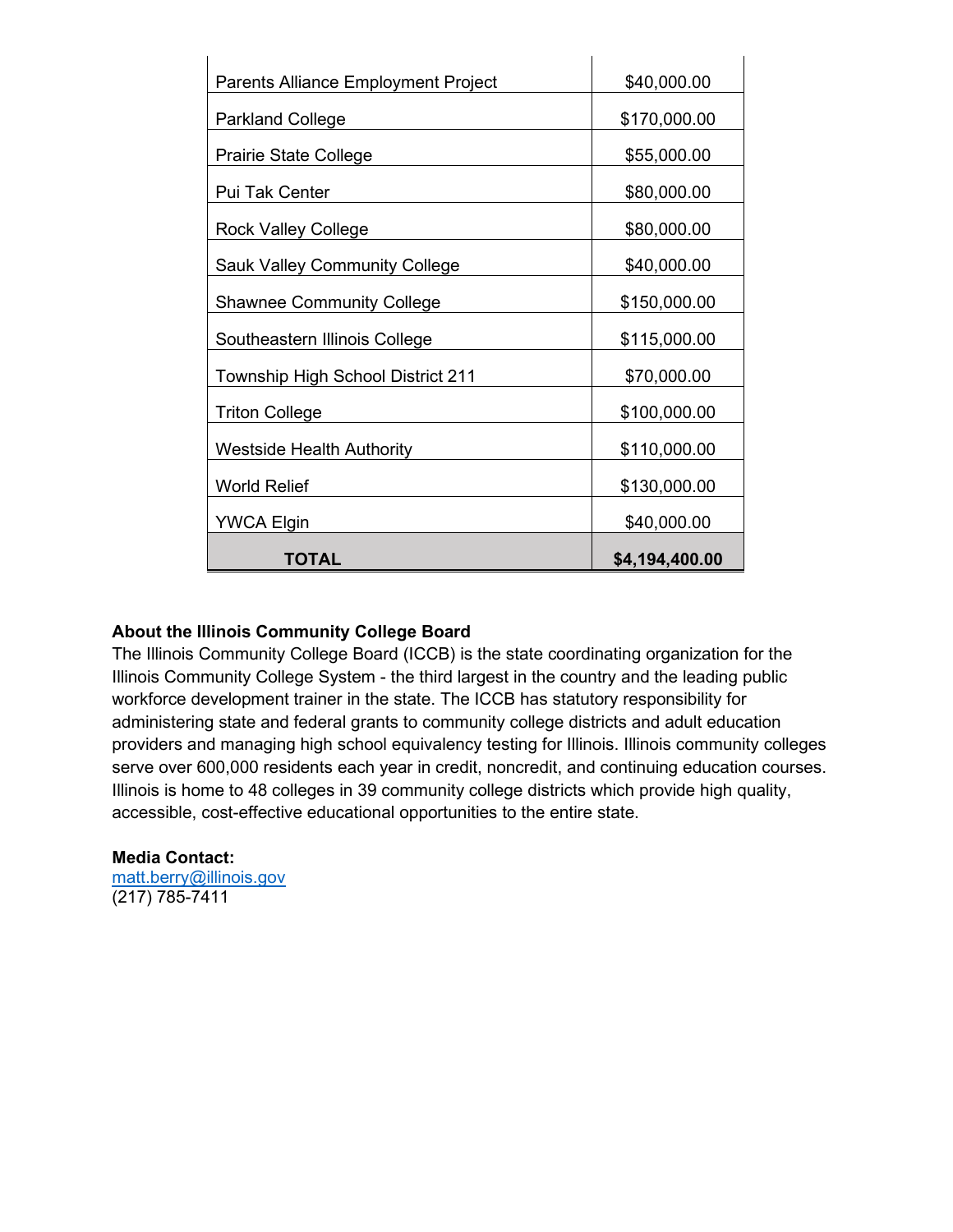| | |
|---|---|
| Parents Alliance Employment Project | $40,000.00 |
| Parkland College | $170,000.00 |
| Prairie State College | $55,000.00 |
| Pui Tak Center | $80,000.00 |
| Rock Valley College | $80,000.00 |
| Sauk Valley Community College | $40,000.00 |
| Shawnee Community College | $150,000.00 |
| Southeastern Illinois College | $115,000.00 |
| Township High School District 211 | $70,000.00 |
| Triton College | $100,000.00 |
| Westside Health Authority | $110,000.00 |
| World Relief | $130,000.00 |
| YWCA Elgin | $40,000.00 |
| **TOTAL** | **$4,194,400.00** |

**About the Illinois Community College Board**

The Illinois Community College Board (ICCB) is the state coordinating organization for the Illinois Community College System - the third largest in the country and the leading public workforce development trainer in the state. The ICCB has statutory responsibility for administering state and federal grants to community college districts and adult education providers and managing high school equivalency testing for Illinois. Illinois community colleges serve over 600,000 residents each year in credit, noncredit, and continuing education courses. Illinois is home to 48 colleges in 39 community college districts which provide high quality, accessible, cost-effective educational opportunities to the entire state.

**Media Contact:**
matt.berry@illinois.gov
(217) 785-7411